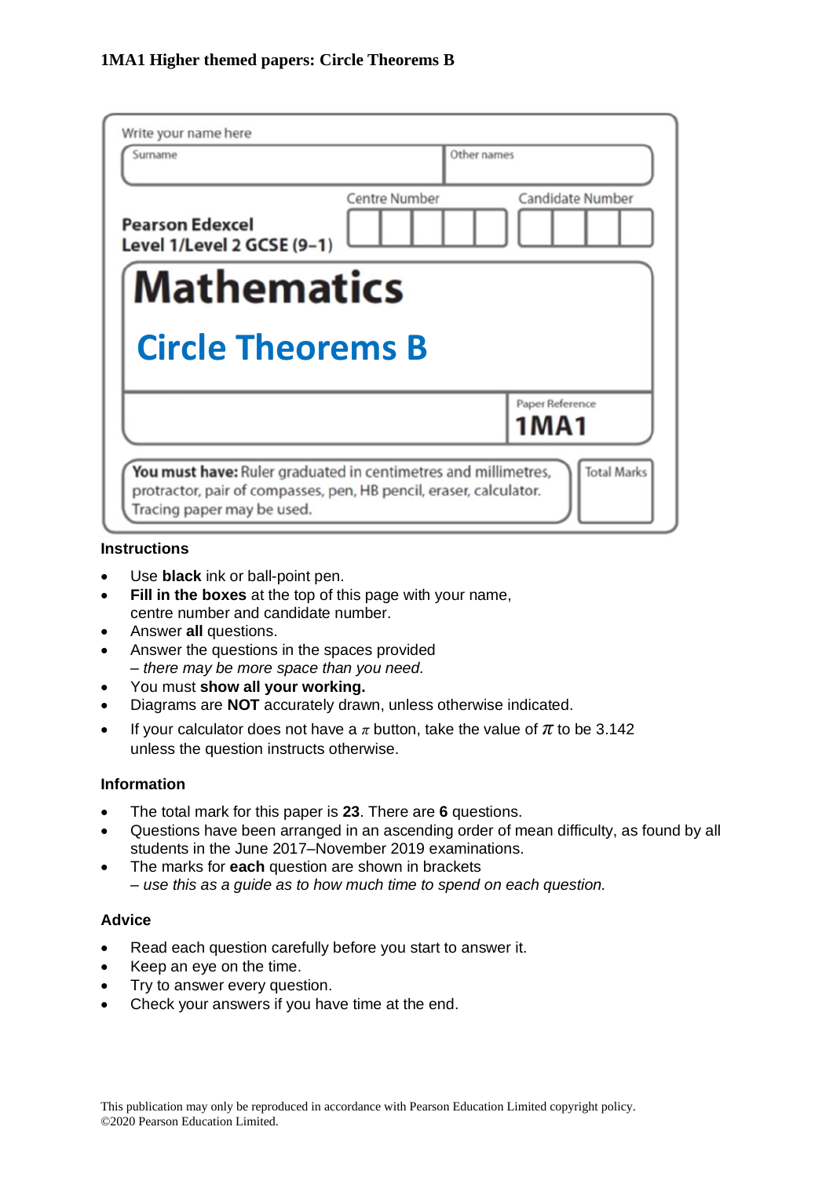**1MA1 Higher themed papers: Circle Theorems B**

Write your name here

| Surname | Other names |
|---|---|
| | |

**Pearson Edexcel**
**Level 1/Level 2 GCSE (9–1)**

Centre Number | Candidate Number

# Mathematics

## Circle Theorems B

Paper Reference
**1MA1**

**You must have:** Ruler graduated in centimetres and millimetres, protractor, pair of compasses, pen, HB pencil, eraser, calculator. Tracing paper may be used.

Total Marks

### Instructions

- Use **black** ink or ball-point pen.
- **Fill in the boxes** at the top of this page with your name, centre number and candidate number.
- Answer **all** questions.
- Answer the questions in the spaces provided
  *– there may be more space than you need.*
- You must **show all your working.**
- Diagrams are **NOT** accurately drawn, unless otherwise indicated.
- If your calculator does not have a $\pi$ button, take the value of $\pi$ to be 3.142 unless the question instructs otherwise.

### Information

- The total mark for this paper is **23**. There are **6** questions.
- Questions have been arranged in an ascending order of mean difficulty, as found by all students in the June 2017–November 2019 examinations.
- The marks for **each** question are shown in brackets
  *– use this as a guide as to how much time to spend on each question.*

### Advice

- Read each question carefully before you start to answer it.
- Keep an eye on the time.
- Try to answer every question.
- Check your answers if you have time at the end.

This publication may only be reproduced in accordance with Pearson Education Limited copyright policy.
©2020 Pearson Education Limited.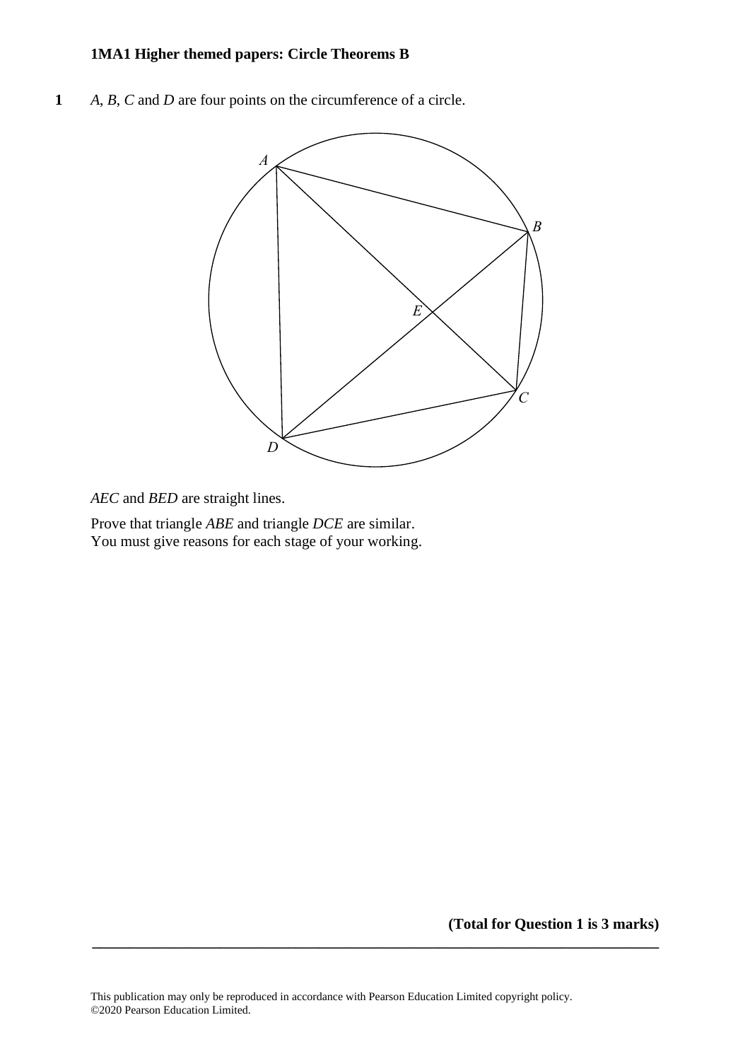**1MA1 Higher themed papers: Circle Theorems B**

**1** *A*, *B*, *C* and *D* are four points on the circumference of a circle.

*AEC* and *BED* are straight lines.

Prove that triangle *ABE* and triangle *DCE* are similar.
You must give reasons for each stage of your working.

**(Total for Question 1 is 3 marks)**

---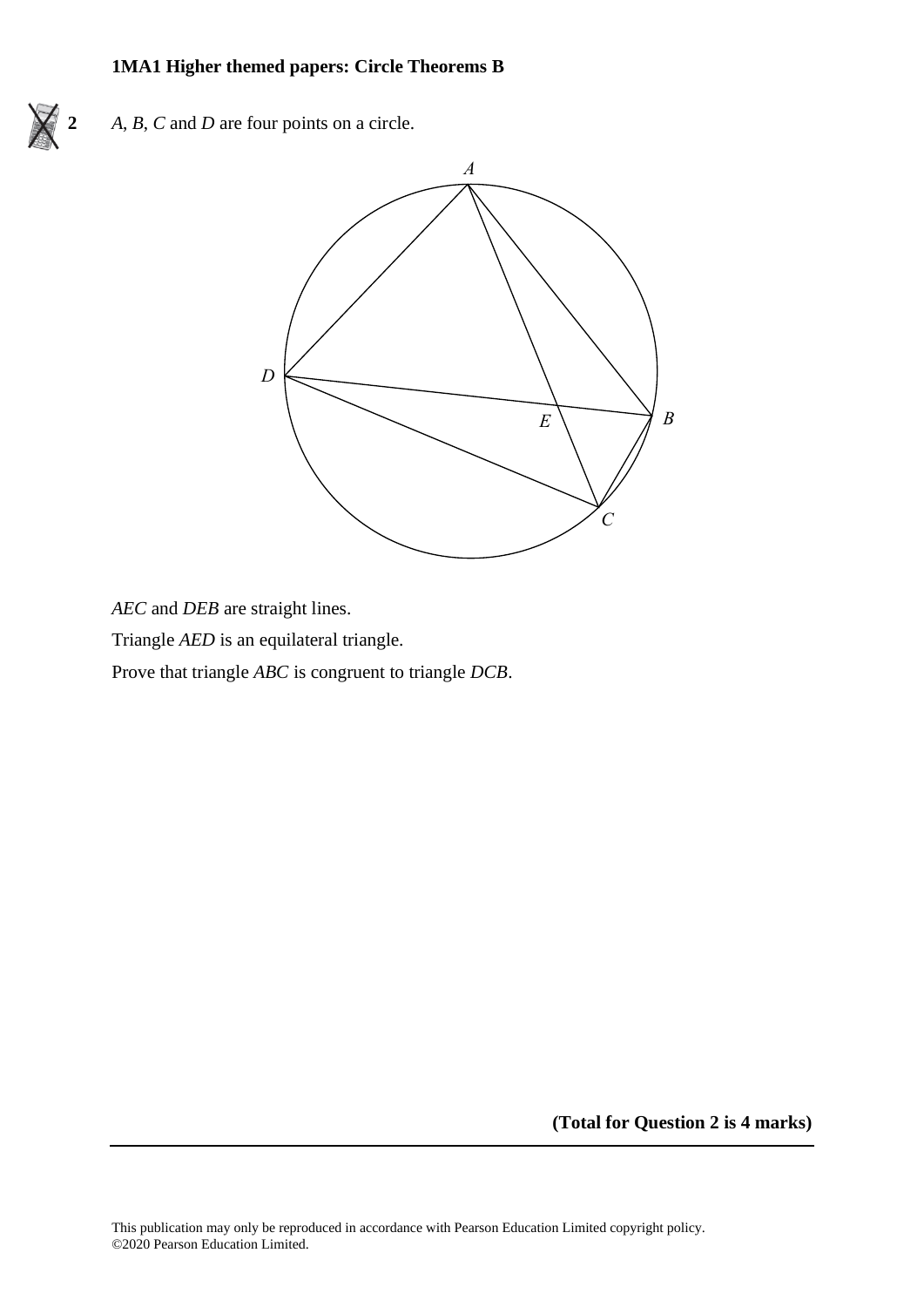**1MA1 Higher themed papers: Circle Theorems B**

**2** *A*, *B*, *C* and *D* are four points on a circle.

*AEC* and *DEB* are straight lines.

Triangle *AED* is an equilateral triangle.

Prove that triangle *ABC* is congruent to triangle *DCB*.

**(Total for Question 2 is 4 marks)**

This publication may only be reproduced in accordance with Pearson Education Limited copyright policy.
©2020 Pearson Education Limited.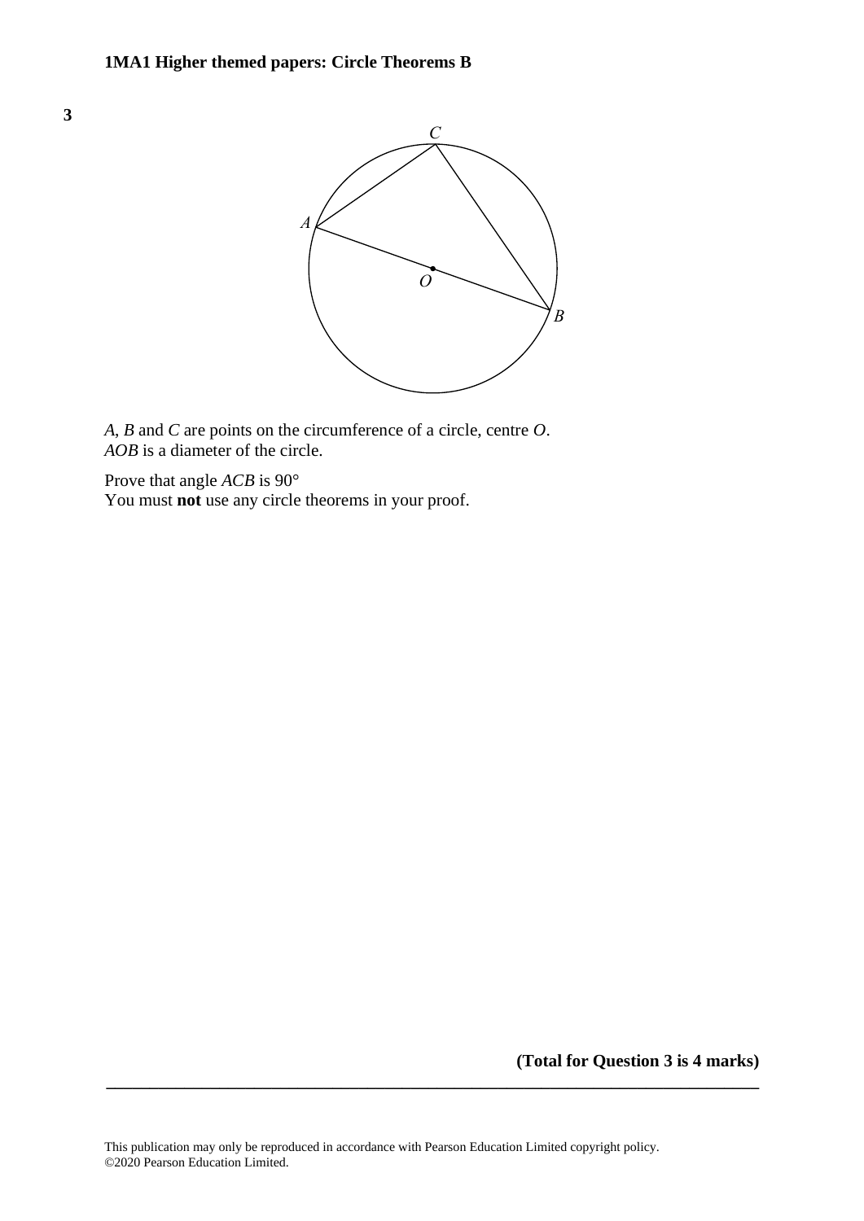**3**

*A*, *B* and *C* are points on the circumference of a circle, centre *O*.
*AOB* is a diameter of the circle.

Prove that angle *ACB* is 90°
You must **not** use any circle theorems in your proof.

**(Total for Question 3 is 4 marks)**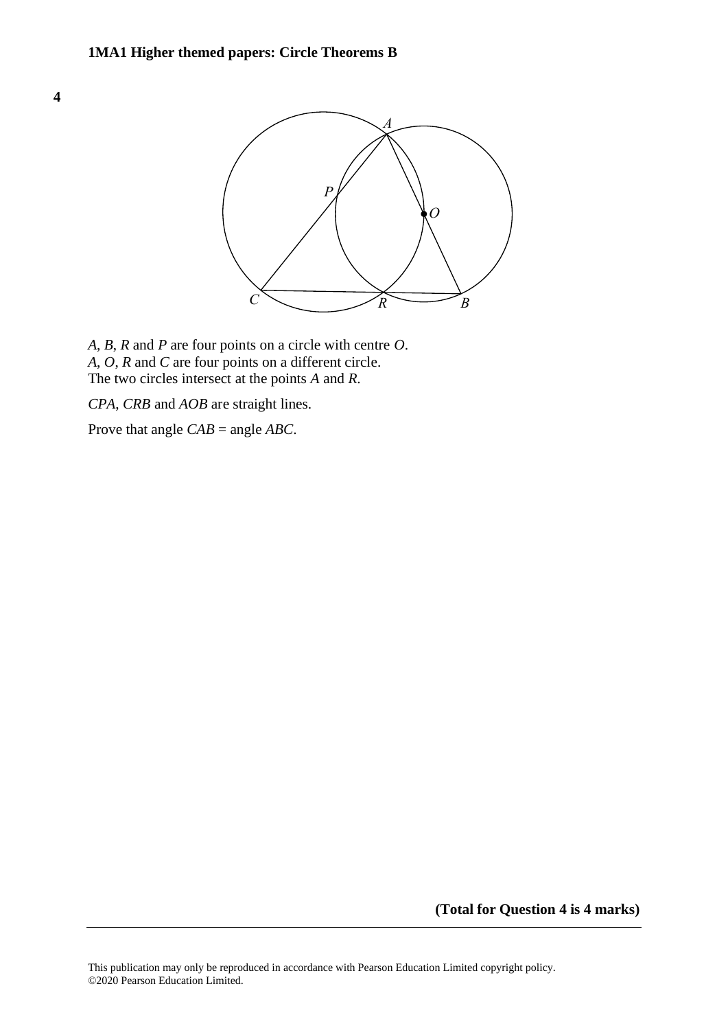**4**

*A*, *B*, *R* and *P* are four points on a circle with centre *O*.
*A*, *O*, *R* and *C* are four points on a different circle.
The two circles intersect at the points *A* and *R*.

*CPA*, *CRB* and *AOB* are straight lines.

Prove that angle *CAB* = angle *ABC*.

**(Total for Question 4 is 4 marks)**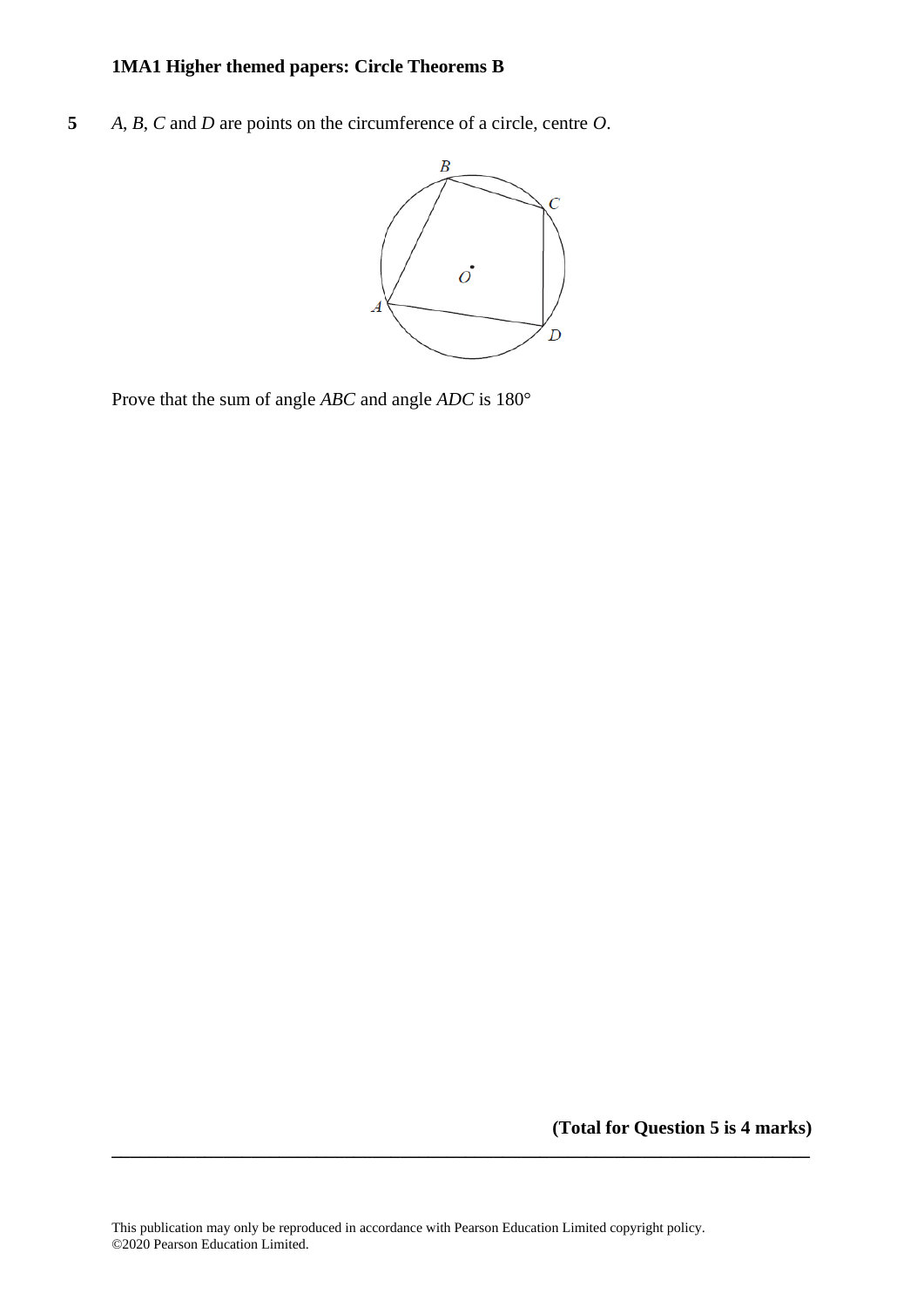**5** $A$, $B$, $C$ and $D$ are points on the circumference of a circle, centre $O$.

Prove that the sum of angle $ABC$ and angle $ADC$ is 180°

**(Total for Question 5 is 4 marks)**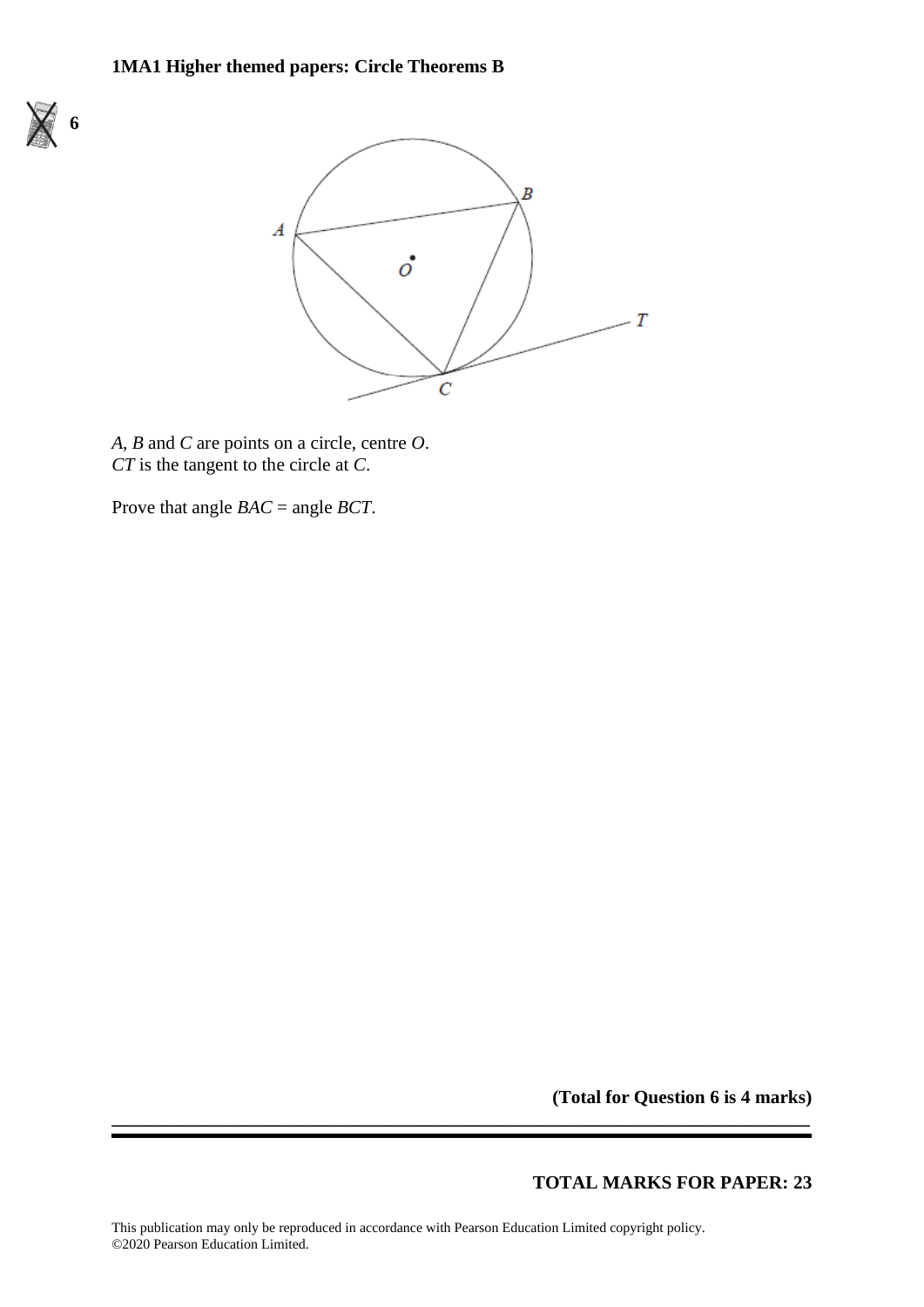# 1MA1 Higher themed papers: Circle Theorems B

**6**

A

B

O

T

C

$A$, $B$ and $C$ are points on a circle, centre $O$.
$CT$ is the tangent to the circle at $C$.

Prove that angle $BAC$ = angle $BCT$.

**(Total for Question 6 is 4 marks)**

---

**TOTAL MARKS FOR PAPER: 23**

This publication may only be reproduced in accordance with Pearson Education Limited copyright policy.
©2020 Pearson Education Limited.